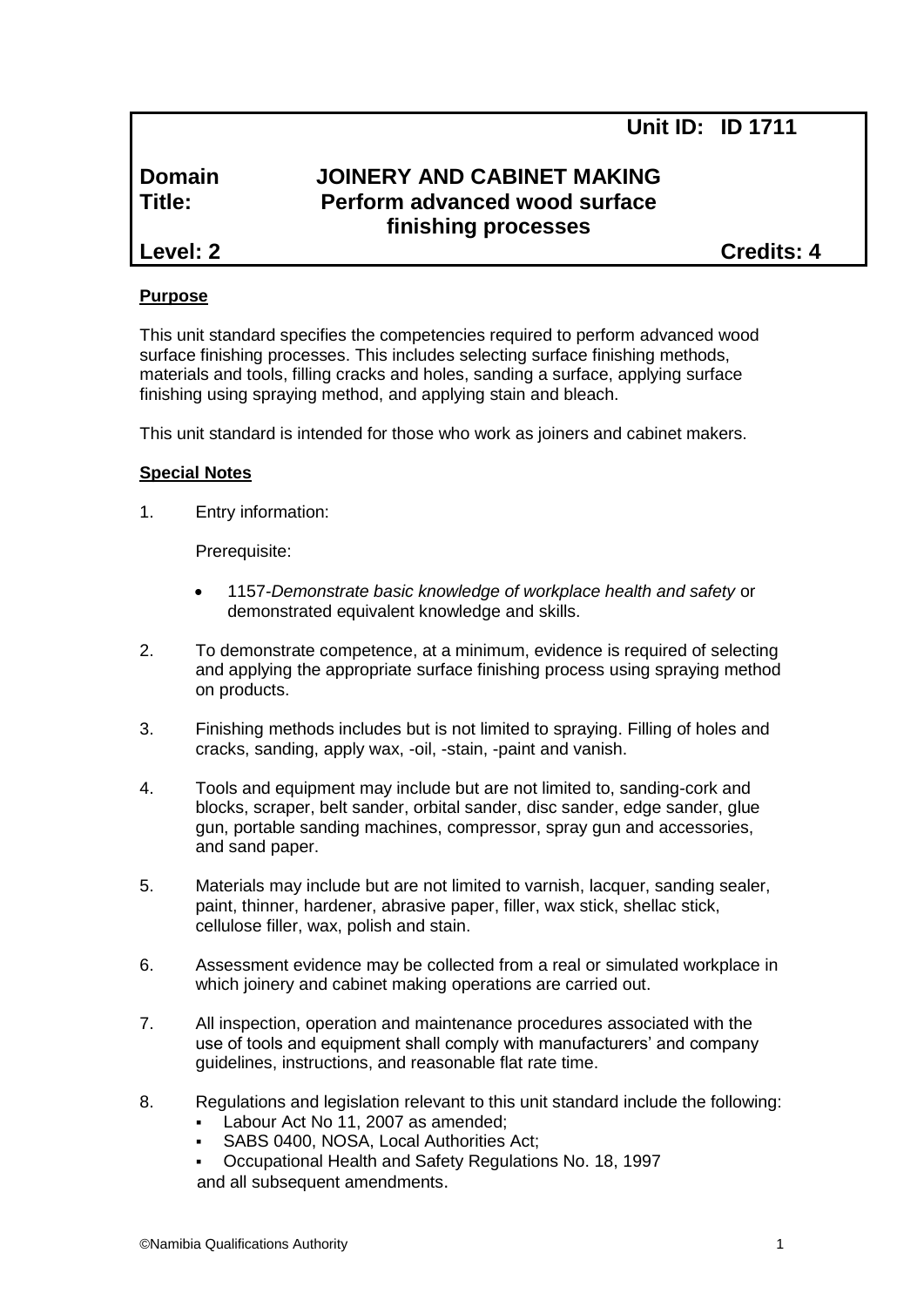**Unit ID: ID 1711**

| | |
|---|---|
| **Domain** | **JOINERY AND CABINET MAKING** |
| **Title:** | **Perform advanced wood surface finishing processes** |
| **Level: 2** | **Credits: 4** |

**Purpose**

This unit standard specifies the competencies required to perform advanced wood surface finishing processes. This includes selecting surface finishing methods, materials and tools, filling cracks and holes, sanding a surface, applying surface finishing using spraying method, and applying stain and bleach.

This unit standard is intended for those who work as joiners and cabinet makers.

**Special Notes**

1. Entry information:

   Prerequisite:

   - 1157-*Demonstrate basic knowledge of workplace health and safety* or demonstrated equivalent knowledge and skills.

2. To demonstrate competence, at a minimum, evidence is required of selecting and applying the appropriate surface finishing process using spraying method on products.

3. Finishing methods includes but is not limited to spraying. Filling of holes and cracks, sanding, apply wax, -oil, -stain, -paint and vanish.

4. Tools and equipment may include but are not limited to, sanding-cork and blocks, scraper, belt sander, orbital sander, disc sander, edge sander, glue gun, portable sanding machines, compressor, spray gun and accessories, and sand paper.

5. Materials may include but are not limited to varnish, lacquer, sanding sealer, paint, thinner, hardener, abrasive paper, filler, wax stick, shellac stick, cellulose filler, wax, polish and stain.

6. Assessment evidence may be collected from a real or simulated workplace in which joinery and cabinet making operations are carried out.

7. All inspection, operation and maintenance procedures associated with the use of tools and equipment shall comply with manufacturers' and company guidelines, instructions, and reasonable flat rate time.

8. Regulations and legislation relevant to this unit standard include the following:
   - Labour Act No 11, 2007 as amended;
   - SABS 0400, NOSA, Local Authorities Act;
   - Occupational Health and Safety Regulations No. 18, 1997

   and all subsequent amendments.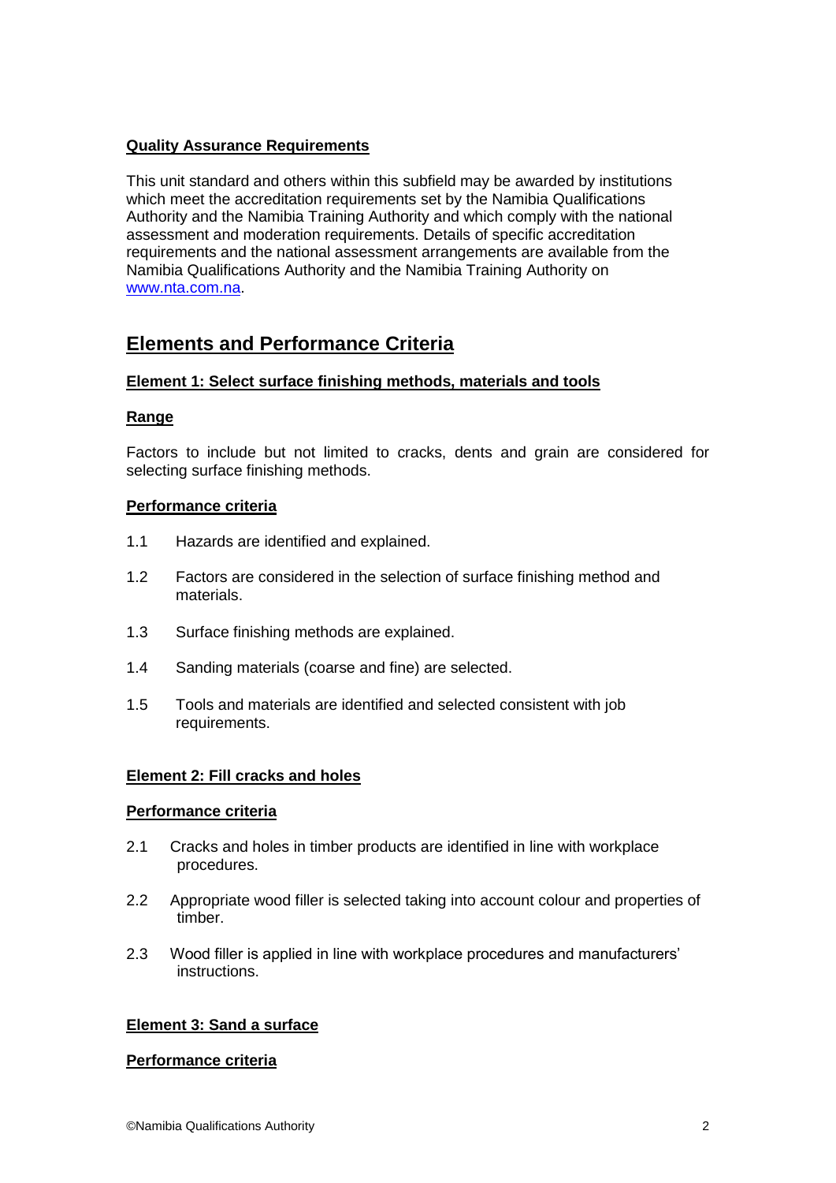**Quality Assurance Requirements**

This unit standard and others within this subfield may be awarded by institutions which meet the accreditation requirements set by the Namibia Qualifications Authority and the Namibia Training Authority and which comply with the national assessment and moderation requirements. Details of specific accreditation requirements and the national assessment arrangements are available from the Namibia Qualifications Authority and the Namibia Training Authority on www.nta.com.na.

## Elements and Performance Criteria

**Element 1: Select surface finishing methods, materials and tools**

**Range**

Factors to include but not limited to cracks, dents and grain are considered for selecting surface finishing methods.

**Performance criteria**

1.1 Hazards are identified and explained.

1.2 Factors are considered in the selection of surface finishing method and materials.

1.3 Surface finishing methods are explained.

1.4 Sanding materials (coarse and fine) are selected.

1.5 Tools and materials are identified and selected consistent with job requirements.

**Element 2: Fill cracks and holes**

**Performance criteria**

2.1 Cracks and holes in timber products are identified in line with workplace procedures.

2.2 Appropriate wood filler is selected taking into account colour and properties of timber.

2.3 Wood filler is applied in line with workplace procedures and manufacturers' instructions.

**Element 3: Sand a surface**

**Performance criteria**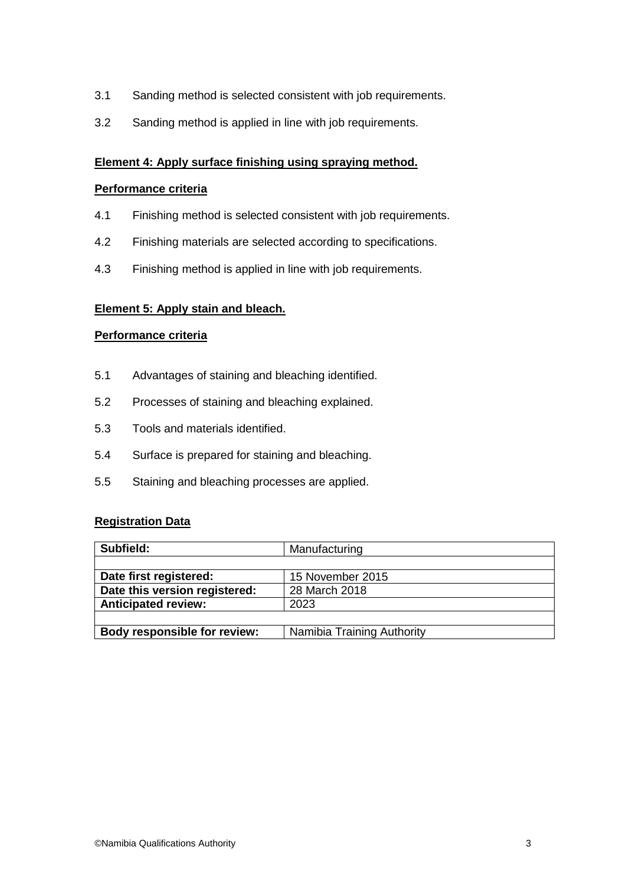3.1 Sanding method is selected consistent with job requirements.

3.2 Sanding method is applied in line with job requirements.

**Element 4: Apply surface finishing using spraying method.**

**Performance criteria**

4.1 Finishing method is selected consistent with job requirements.

4.2 Finishing materials are selected according to specifications.

4.3 Finishing method is applied in line with job requirements.

**Element 5: Apply stain and bleach.**

**Performance criteria**

5.1 Advantages of staining and bleaching identified.

5.2 Processes of staining and bleaching explained.

5.3 Tools and materials identified.

5.4 Surface is prepared for staining and bleaching.

5.5 Staining and bleaching processes are applied.

**Registration Data**

| | |
|---|---|
| **Subfield:** | Manufacturing |
| | |
| **Date first registered:** | 15 November 2015 |
| **Date this version registered:** | 28 March 2018 |
| **Anticipated review:** | 2023 |
| | |
| **Body responsible for review:** | Namibia Training Authority |